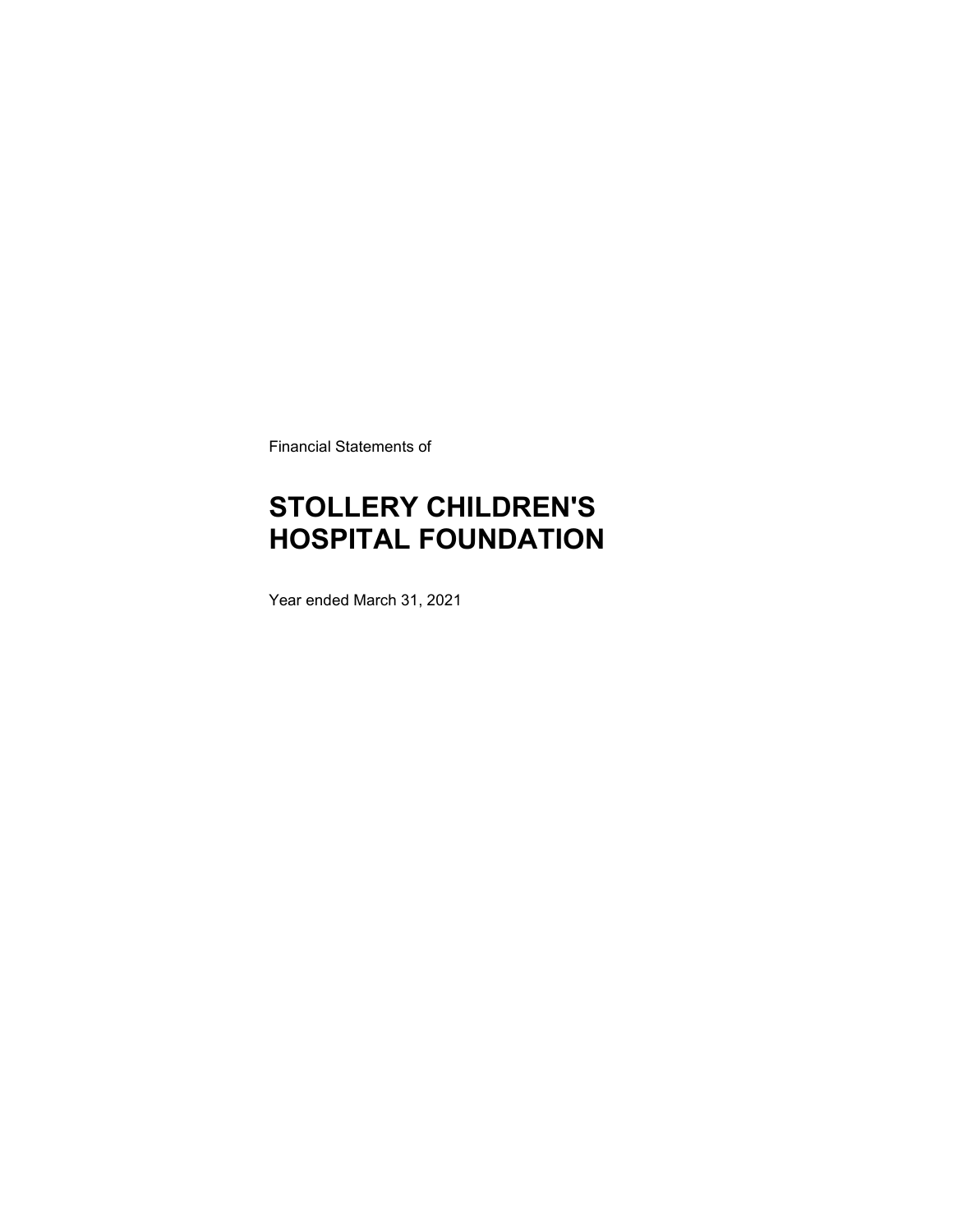Financial Statements of

# STOLLERY CHILDREN'S HOSPITAL FOUNDATION

Year ended March 31, 2021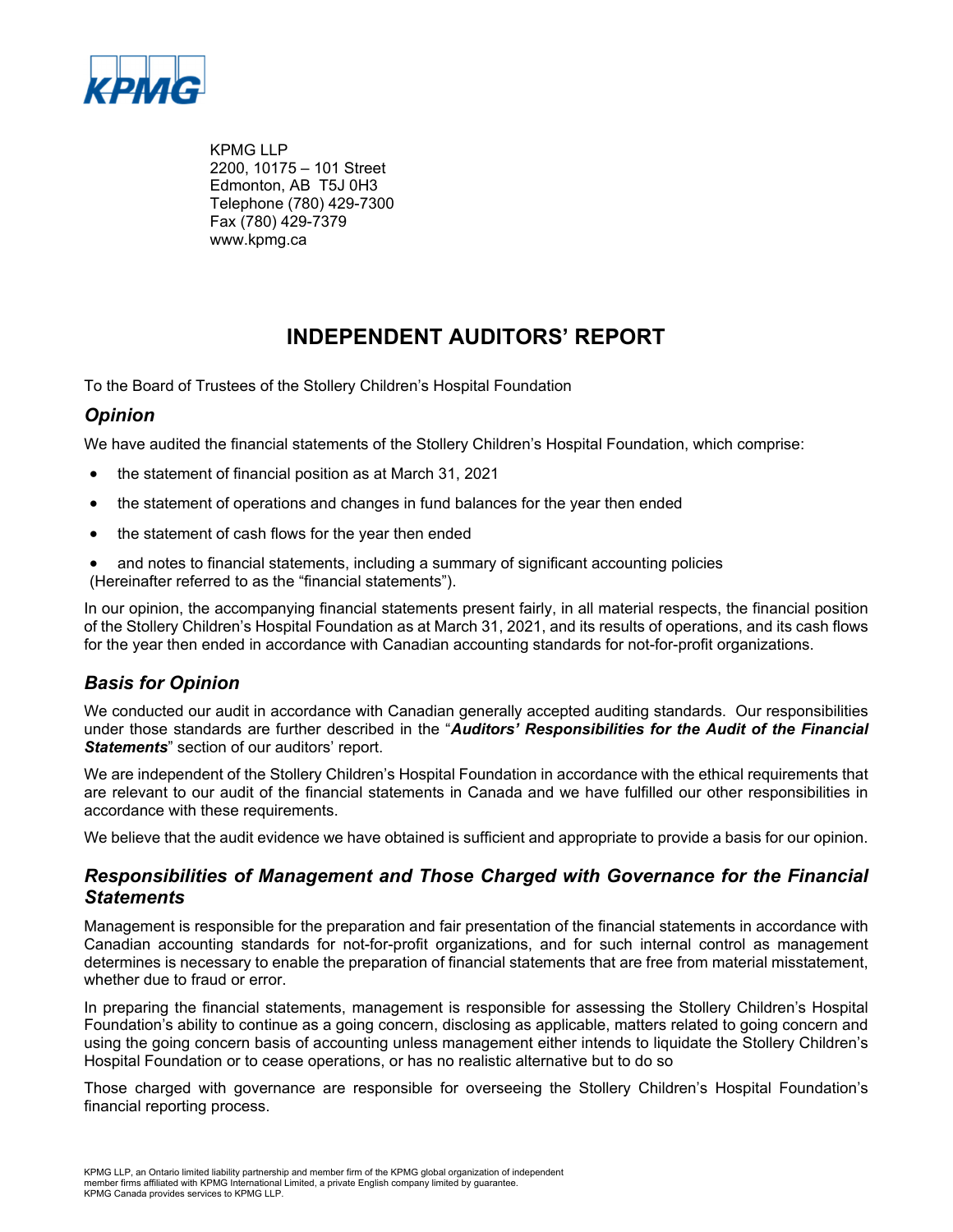KPMG LLP
2200, 10175 – 101 Street
Edmonton, AB T5J 0H3
Telephone (780) 429-7300
Fax (780) 429-7379
www.kpmg.ca

# INDEPENDENT AUDITORS' REPORT

To the Board of Trustees of the Stollery Children's Hospital Foundation

## *Opinion*

We have audited the financial statements of the Stollery Children's Hospital Foundation, which comprise:

- the statement of financial position as at March 31, 2021
- the statement of operations and changes in fund balances for the year then ended
- the statement of cash flows for the year then ended
- and notes to financial statements, including a summary of significant accounting policies

(Hereinafter referred to as the "financial statements").

In our opinion, the accompanying financial statements present fairly, in all material respects, the financial position of the Stollery Children's Hospital Foundation as at March 31, 2021, and its results of operations, and its cash flows for the year then ended in accordance with Canadian accounting standards for not-for-profit organizations.

## *Basis for Opinion*

We conducted our audit in accordance with Canadian generally accepted auditing standards. Our responsibilities under those standards are further described in the "***Auditors' Responsibilities for the Audit of the Financial Statements***" section of our auditors' report.

We are independent of the Stollery Children's Hospital Foundation in accordance with the ethical requirements that are relevant to our audit of the financial statements in Canada and we have fulfilled our other responsibilities in accordance with these requirements.

We believe that the audit evidence we have obtained is sufficient and appropriate to provide a basis for our opinion.

## *Responsibilities of Management and Those Charged with Governance for the Financial Statements*

Management is responsible for the preparation and fair presentation of the financial statements in accordance with Canadian accounting standards for not-for-profit organizations, and for such internal control as management determines is necessary to enable the preparation of financial statements that are free from material misstatement, whether due to fraud or error.

In preparing the financial statements, management is responsible for assessing the Stollery Children's Hospital Foundation's ability to continue as a going concern, disclosing as applicable, matters related to going concern and using the going concern basis of accounting unless management either intends to liquidate the Stollery Children's Hospital Foundation or to cease operations, or has no realistic alternative but to do so

Those charged with governance are responsible for overseeing the Stollery Children's Hospital Foundation's financial reporting process.

KPMG LLP, an Ontario limited liability partnership and member firm of the KPMG global organization of independent member firms affiliated with KPMG International Limited, a private English company limited by guarantee.
KPMG Canada provides services to KPMG LLP.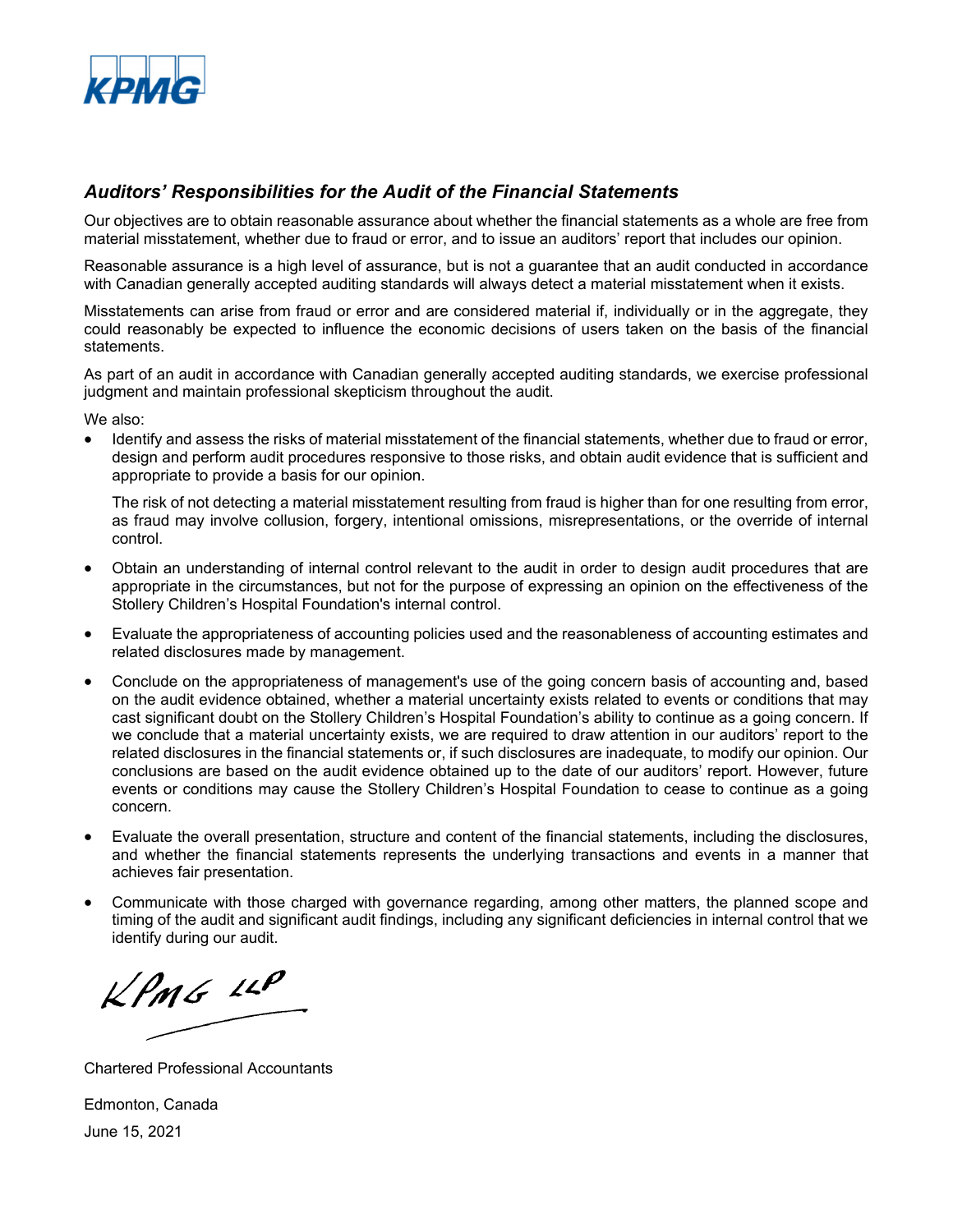### *Auditors' Responsibilities for the Audit of the Financial Statements*

Our objectives are to obtain reasonable assurance about whether the financial statements as a whole are free from material misstatement, whether due to fraud or error, and to issue an auditors' report that includes our opinion.

Reasonable assurance is a high level of assurance, but is not a guarantee that an audit conducted in accordance with Canadian generally accepted auditing standards will always detect a material misstatement when it exists.

Misstatements can arise from fraud or error and are considered material if, individually or in the aggregate, they could reasonably be expected to influence the economic decisions of users taken on the basis of the financial statements.

As part of an audit in accordance with Canadian generally accepted auditing standards, we exercise professional judgment and maintain professional skepticism throughout the audit.

We also:

- Identify and assess the risks of material misstatement of the financial statements, whether due to fraud or error, design and perform audit procedures responsive to those risks, and obtain audit evidence that is sufficient and appropriate to provide a basis for our opinion.

  The risk of not detecting a material misstatement resulting from fraud is higher than for one resulting from error, as fraud may involve collusion, forgery, intentional omissions, misrepresentations, or the override of internal control.

- Obtain an understanding of internal control relevant to the audit in order to design audit procedures that are appropriate in the circumstances, but not for the purpose of expressing an opinion on the effectiveness of the Stollery Children's Hospital Foundation's internal control.

- Evaluate the appropriateness of accounting policies used and the reasonableness of accounting estimates and related disclosures made by management.

- Conclude on the appropriateness of management's use of the going concern basis of accounting and, based on the audit evidence obtained, whether a material uncertainty exists related to events or conditions that may cast significant doubt on the Stollery Children's Hospital Foundation's ability to continue as a going concern. If we conclude that a material uncertainty exists, we are required to draw attention in our auditors' report to the related disclosures in the financial statements or, if such disclosures are inadequate, to modify our opinion. Our conclusions are based on the audit evidence obtained up to the date of our auditors' report. However, future events or conditions may cause the Stollery Children's Hospital Foundation to cease to continue as a going concern.

- Evaluate the overall presentation, structure and content of the financial statements, including the disclosures, and whether the financial statements represents the underlying transactions and events in a manner that achieves fair presentation.

- Communicate with those charged with governance regarding, among other matters, the planned scope and timing of the audit and significant audit findings, including any significant deficiencies in internal control that we identify during our audit.

KPMG LLP

Chartered Professional Accountants

Edmonton, Canada

June 15, 2021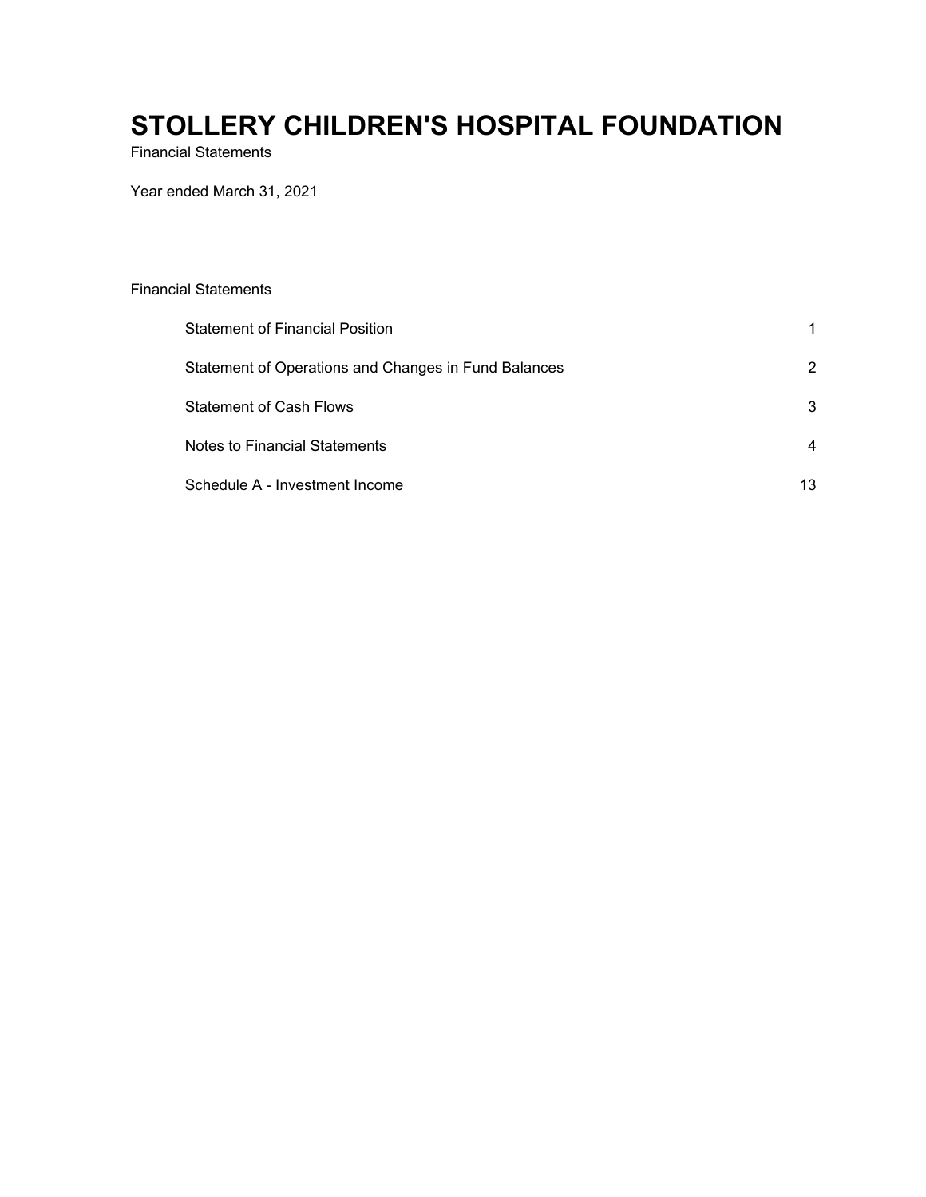# STOLLERY CHILDREN'S HOSPITAL FOUNDATION

Financial Statements

Year ended March 31, 2021

Financial Statements

| | |
|---|---|
| Statement of Financial Position | 1 |
| Statement of Operations and Changes in Fund Balances | 2 |
| Statement of Cash Flows | 3 |
| Notes to Financial Statements | 4 |
| Schedule A - Investment Income | 13 |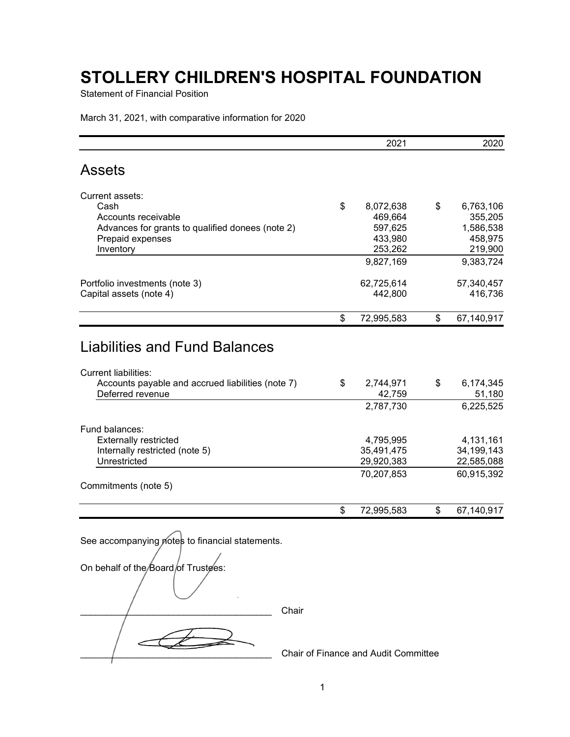# STOLLERY CHILDREN'S HOSPITAL FOUNDATION

Statement of Financial Position

March 31, 2021, with comparative information for 2020

| | 2021 | 2020 |
|---|---|---|
| **Assets** | | |
| Current assets: | | |
| Cash | $ 8,072,638 | $ 6,763,106 |
| Accounts receivable | 469,664 | 355,205 |
| Advances for grants to qualified donees (note 2) | 597,625 | 1,586,538 |
| Prepaid expenses | 433,980 | 458,975 |
| Inventory | 253,262 | 219,900 |
| | 9,827,169 | 9,383,724 |
| Portfolio investments (note 3) | 62,725,614 | 57,340,457 |
| Capital assets (note 4) | 442,800 | 416,736 |
| | $ 72,995,583 | $ 67,140,917 |
| **Liabilities and Fund Balances** | | |
| Current liabilities: | | |
| Accounts payable and accrued liabilities (note 7) | $ 2,744,971 | $ 6,174,345 |
| Deferred revenue | 42,759 | 51,180 |
| | 2,787,730 | 6,225,525 |
| Fund balances: | | |
| Externally restricted | 4,795,995 | 4,131,161 |
| Internally restricted (note 5) | 35,491,475 | 34,199,143 |
| Unrestricted | 29,920,383 | 22,585,088 |
| | 70,207,853 | 60,915,392 |
| Commitments (note 5) | | |
| | $ 72,995,583 | $ 67,140,917 |

See accompanying notes to financial statements.

On behalf of the Board of Trustees:

_________________________________ Chair

_________________________________ Chair of Finance and Audit Committee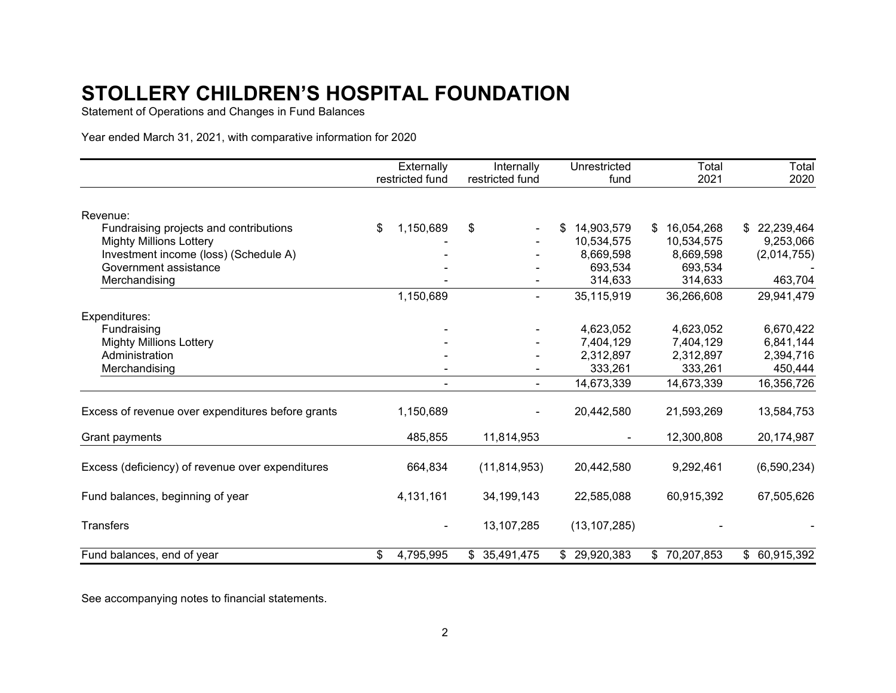# STOLLERY CHILDREN'S HOSPITAL FOUNDATION

Statement of Operations and Changes in Fund Balances

Year ended March 31, 2021, with comparative information for 2020

| | Externally restricted fund | Internally restricted fund | Unrestricted fund | Total 2021 | Total 2020 |
|---|---|---|---|---|---|
| Revenue: | | | | | |
| Fundraising projects and contributions | $ 1,150,689 | $ - | $ 14,903,579 | $ 16,054,268 | $ 22,239,464 |
| Mighty Millions Lottery | - | - | 10,534,575 | 10,534,575 | 9,253,066 |
| Investment income (loss) (Schedule A) | - | - | 8,669,598 | 8,669,598 | (2,014,755) |
| Government assistance | - | - | 693,534 | 693,534 | - |
| Merchandising | - | - | 314,633 | 314,633 | 463,704 |
| | 1,150,689 | - | 35,115,919 | 36,266,608 | 29,941,479 |
| Expenditures: | | | | | |
| Fundraising | - | - | 4,623,052 | 4,623,052 | 6,670,422 |
| Mighty Millions Lottery | - | - | 7,404,129 | 7,404,129 | 6,841,144 |
| Administration | - | - | 2,312,897 | 2,312,897 | 2,394,716 |
| Merchandising | - | - | 333,261 | 333,261 | 450,444 |
| | - | - | 14,673,339 | 14,673,339 | 16,356,726 |
| Excess of revenue over expenditures before grants | 1,150,689 | - | 20,442,580 | 21,593,269 | 13,584,753 |
| Grant payments | 485,855 | 11,814,953 | - | 12,300,808 | 20,174,987 |
| Excess (deficiency) of revenue over expenditures | 664,834 | (11,814,953) | 20,442,580 | 9,292,461 | (6,590,234) |
| Fund balances, beginning of year | 4,131,161 | 34,199,143 | 22,585,088 | 60,915,392 | 67,505,626 |
| Transfers | - | 13,107,285 | (13,107,285) | - | - |
| Fund balances, end of year | $ 4,795,995 | $ 35,491,475 | $ 29,920,383 | $ 70,207,853 | $ 60,915,392 |

See accompanying notes to financial statements.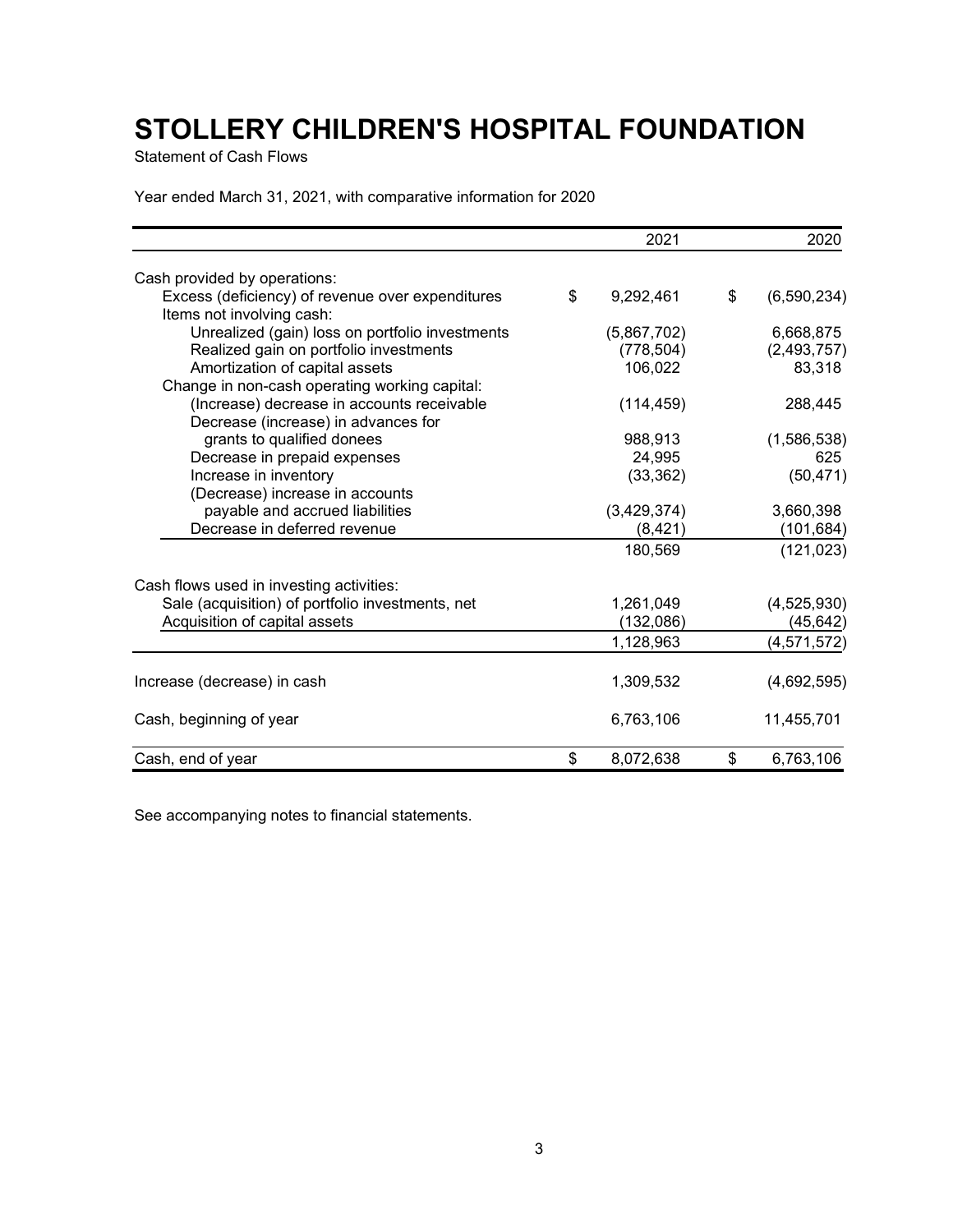# STOLLERY CHILDREN'S HOSPITAL FOUNDATION

Statement of Cash Flows

Year ended March 31, 2021, with comparative information for 2020

| | 2021 | 2020 |
|---|---|---|
| Cash provided by operations: | | |
| Excess (deficiency) of revenue over expenditures | $ 9,292,461 | $ (6,590,234) |
| Items not involving cash: | | |
| Unrealized (gain) loss on portfolio investments | (5,867,702) | 6,668,875 |
| Realized gain on portfolio investments | (778,504) | (2,493,757) |
| Amortization of capital assets | 106,022 | 83,318 |
| Change in non-cash operating working capital: | | |
| (Increase) decrease in accounts receivable | (114,459) | 288,445 |
| Decrease (increase) in advances for grants to qualified donees | 988,913 | (1,586,538) |
| Decrease in prepaid expenses | 24,995 | 625 |
| Increase in inventory | (33,362) | (50,471) |
| (Decrease) increase in accounts payable and accrued liabilities | (3,429,374) | 3,660,398 |
| Decrease in deferred revenue | (8,421) | (101,684) |
| | 180,569 | (121,023) |
| Cash flows used in investing activities: | | |
| Sale (acquisition) of portfolio investments, net | 1,261,049 | (4,525,930) |
| Acquisition of capital assets | (132,086) | (45,642) |
| | 1,128,963 | (4,571,572) |
| Increase (decrease) in cash | 1,309,532 | (4,692,595) |
| Cash, beginning of year | 6,763,106 | 11,455,701 |
| Cash, end of year | $ 8,072,638 | $ 6,763,106 |

See accompanying notes to financial statements.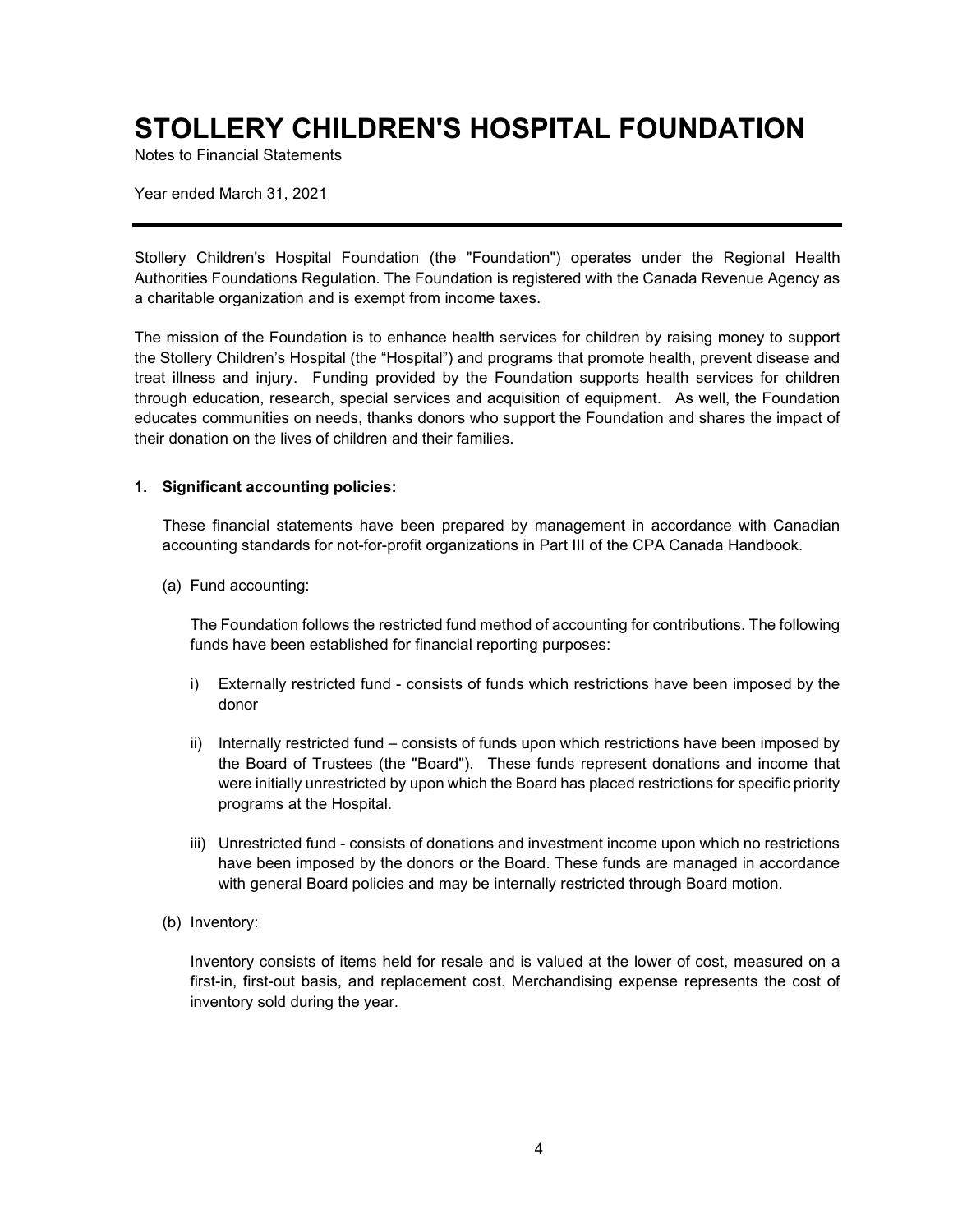# STOLLERY CHILDREN'S HOSPITAL FOUNDATION

Notes to Financial Statements

Year ended March 31, 2021

---

Stollery Children's Hospital Foundation (the "Foundation") operates under the Regional Health Authorities Foundations Regulation. The Foundation is registered with the Canada Revenue Agency as a charitable organization and is exempt from income taxes.

The mission of the Foundation is to enhance health services for children by raising money to support the Stollery Children's Hospital (the "Hospital") and programs that promote health, prevent disease and treat illness and injury. Funding provided by the Foundation supports health services for children through education, research, special services and acquisition of equipment. As well, the Foundation educates communities on needs, thanks donors who support the Foundation and shares the impact of their donation on the lives of children and their families.

**1. Significant accounting policies:**

These financial statements have been prepared by management in accordance with Canadian accounting standards for not-for-profit organizations in Part III of the CPA Canada Handbook.

(a) Fund accounting:

The Foundation follows the restricted fund method of accounting for contributions. The following funds have been established for financial reporting purposes:

i) Externally restricted fund - consists of funds which restrictions have been imposed by the donor

ii) Internally restricted fund – consists of funds upon which restrictions have been imposed by the Board of Trustees (the "Board"). These funds represent donations and income that were initially unrestricted by upon which the Board has placed restrictions for specific priority programs at the Hospital.

iii) Unrestricted fund - consists of donations and investment income upon which no restrictions have been imposed by the donors or the Board. These funds are managed in accordance with general Board policies and may be internally restricted through Board motion.

(b) Inventory:

Inventory consists of items held for resale and is valued at the lower of cost, measured on a first-in, first-out basis, and replacement cost. Merchandising expense represents the cost of inventory sold during the year.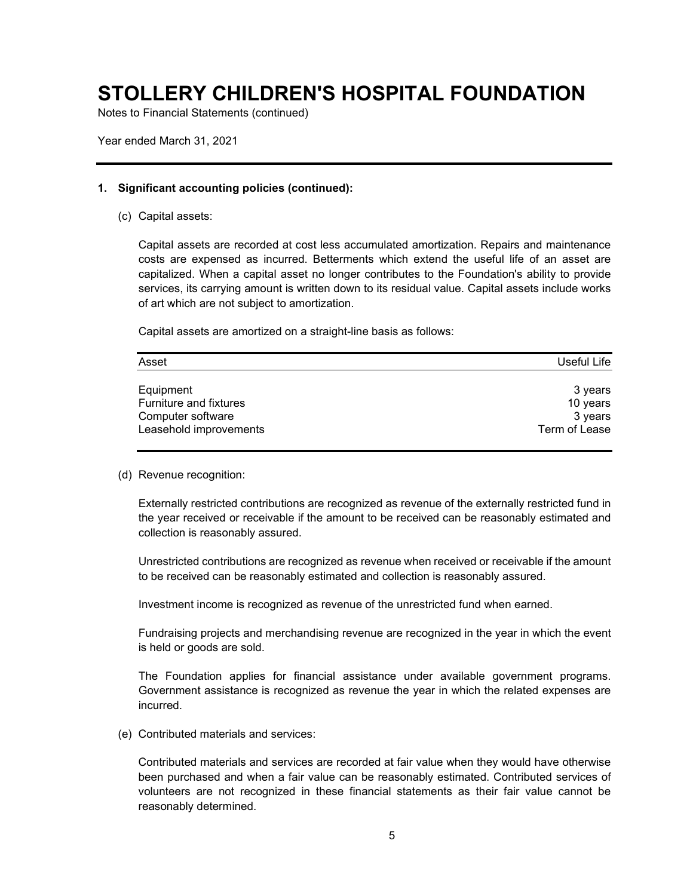# STOLLERY CHILDREN'S HOSPITAL FOUNDATION

Notes to Financial Statements (continued)

Year ended March 31, 2021

**1. Significant accounting policies (continued):**

(c) Capital assets:

Capital assets are recorded at cost less accumulated amortization. Repairs and maintenance costs are expensed as incurred. Betterments which extend the useful life of an asset are capitalized. When a capital asset no longer contributes to the Foundation's ability to provide services, its carrying amount is written down to its residual value. Capital assets include works of art which are not subject to amortization.

Capital assets are amortized on a straight-line basis as follows:

| Asset | Useful Life |
|---|---|
| Equipment | 3 years |
| Furniture and fixtures | 10 years |
| Computer software | 3 years |
| Leasehold improvements | Term of Lease |

(d) Revenue recognition:

Externally restricted contributions are recognized as revenue of the externally restricted fund in the year received or receivable if the amount to be received can be reasonably estimated and collection is reasonably assured.

Unrestricted contributions are recognized as revenue when received or receivable if the amount to be received can be reasonably estimated and collection is reasonably assured.

Investment income is recognized as revenue of the unrestricted fund when earned.

Fundraising projects and merchandising revenue are recognized in the year in which the event is held or goods are sold.

The Foundation applies for financial assistance under available government programs. Government assistance is recognized as revenue the year in which the related expenses are incurred.

(e) Contributed materials and services:

Contributed materials and services are recorded at fair value when they would have otherwise been purchased and when a fair value can be reasonably estimated. Contributed services of volunteers are not recognized in these financial statements as their fair value cannot be reasonably determined.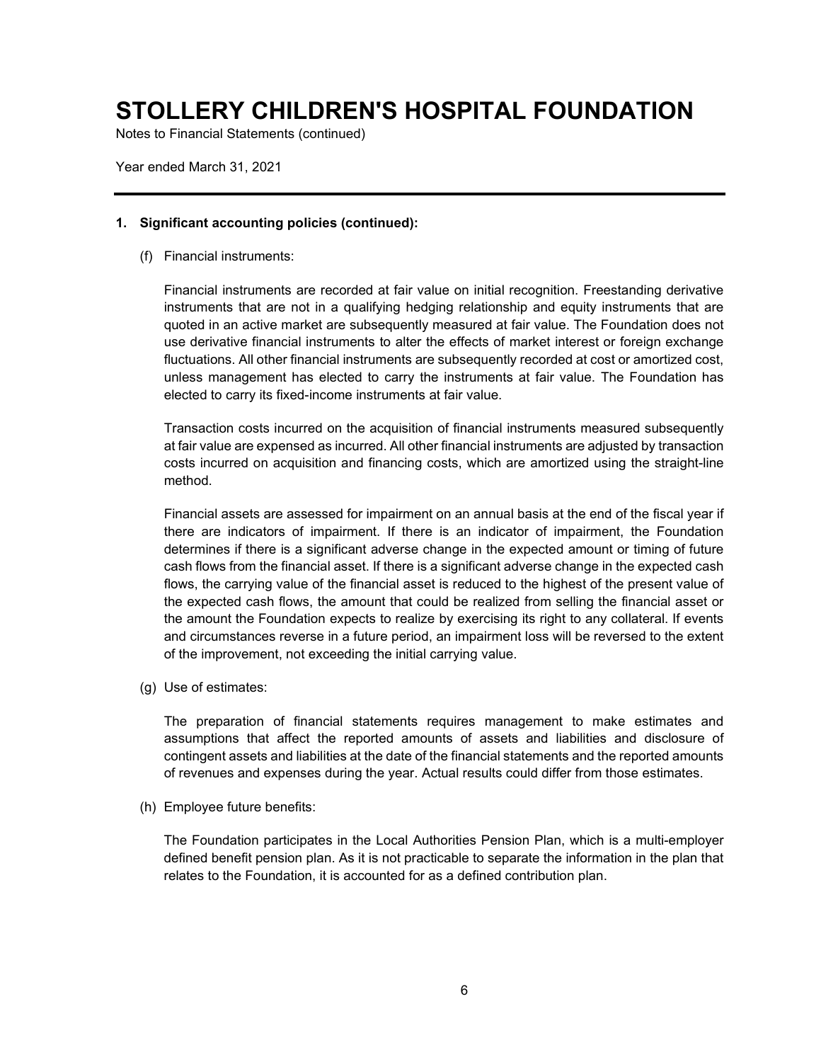# STOLLERY CHILDREN'S HOSPITAL FOUNDATION

Notes to Financial Statements (continued)

Year ended March 31, 2021

## 1. Significant accounting policies (continued):

(f) Financial instruments:

Financial instruments are recorded at fair value on initial recognition. Freestanding derivative instruments that are not in a qualifying hedging relationship and equity instruments that are quoted in an active market are subsequently measured at fair value. The Foundation does not use derivative financial instruments to alter the effects of market interest or foreign exchange fluctuations. All other financial instruments are subsequently recorded at cost or amortized cost, unless management has elected to carry the instruments at fair value. The Foundation has elected to carry its fixed-income instruments at fair value.

Transaction costs incurred on the acquisition of financial instruments measured subsequently at fair value are expensed as incurred. All other financial instruments are adjusted by transaction costs incurred on acquisition and financing costs, which are amortized using the straight-line method.

Financial assets are assessed for impairment on an annual basis at the end of the fiscal year if there are indicators of impairment. If there is an indicator of impairment, the Foundation determines if there is a significant adverse change in the expected amount or timing of future cash flows from the financial asset. If there is a significant adverse change in the expected cash flows, the carrying value of the financial asset is reduced to the highest of the present value of the expected cash flows, the amount that could be realized from selling the financial asset or the amount the Foundation expects to realize by exercising its right to any collateral. If events and circumstances reverse in a future period, an impairment loss will be reversed to the extent of the improvement, not exceeding the initial carrying value.

(g) Use of estimates:

The preparation of financial statements requires management to make estimates and assumptions that affect the reported amounts of assets and liabilities and disclosure of contingent assets and liabilities at the date of the financial statements and the reported amounts of revenues and expenses during the year. Actual results could differ from those estimates.

(h) Employee future benefits:

The Foundation participates in the Local Authorities Pension Plan, which is a multi-employer defined benefit pension plan. As it is not practicable to separate the information in the plan that relates to the Foundation, it is accounted for as a defined contribution plan.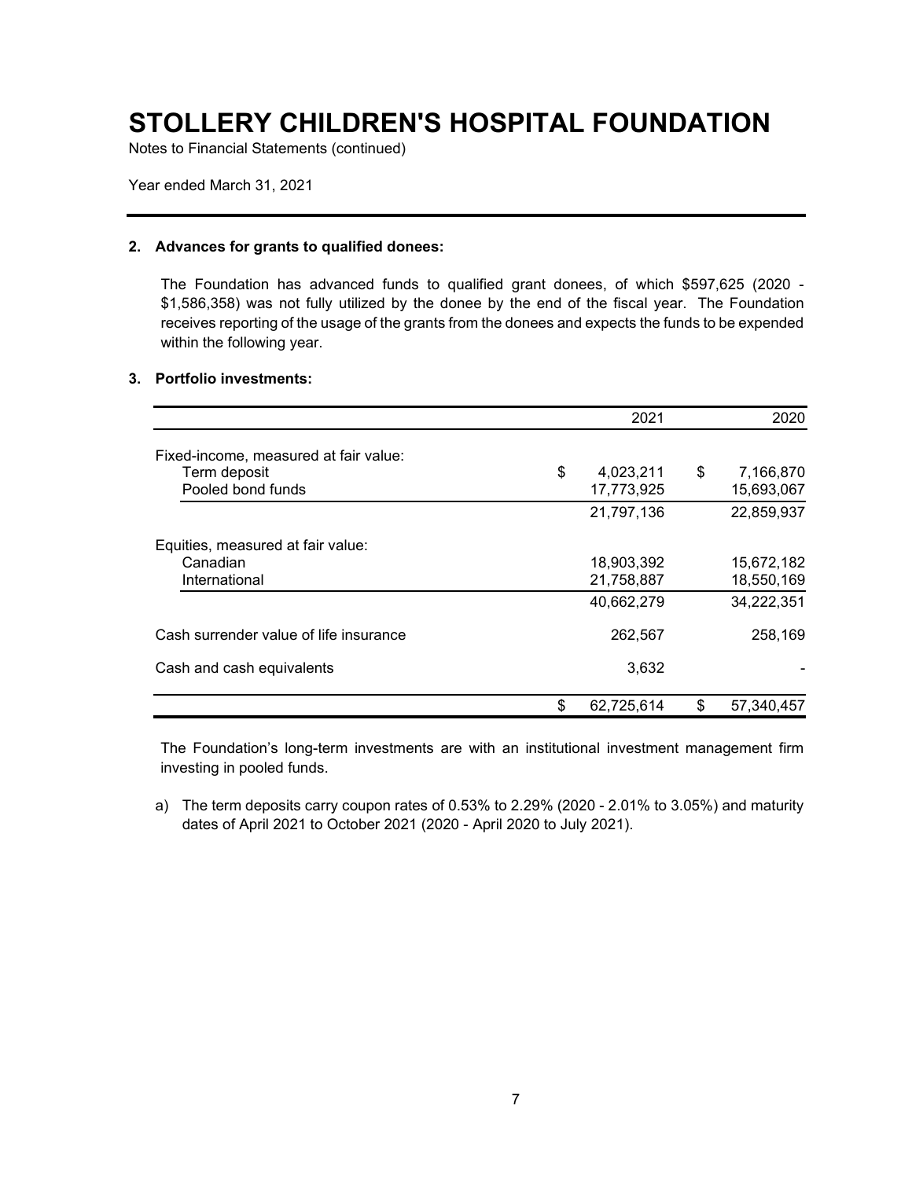# STOLLERY CHILDREN'S HOSPITAL FOUNDATION

Notes to Financial Statements (continued)

Year ended March 31, 2021

## 2. Advances for grants to qualified donees:

The Foundation has advanced funds to qualified grant donees, of which $597,625 (2020 - $1,586,358) was not fully utilized by the donee by the end of the fiscal year. The Foundation receives reporting of the usage of the grants from the donees and expects the funds to be expended within the following year.

## 3. Portfolio investments:

| | 2021 | 2020 |
|---|---|---|
| Fixed-income, measured at fair value: | | |
| Term deposit | $ 4,023,211 | $ 7,166,870 |
| Pooled bond funds | 17,773,925 | 15,693,067 |
| | 21,797,136 | 22,859,937 |
| Equities, measured at fair value: | | |
| Canadian | 18,903,392 | 15,672,182 |
| International | 21,758,887 | 18,550,169 |
| | 40,662,279 | 34,222,351 |
| Cash surrender value of life insurance | 262,567 | 258,169 |
| Cash and cash equivalents | 3,632 | - |
| | $ 62,725,614 | $ 57,340,457 |

The Foundation's long-term investments are with an institutional investment management firm investing in pooled funds.

a) The term deposits carry coupon rates of 0.53% to 2.29% (2020 - 2.01% to 3.05%) and maturity dates of April 2021 to October 2021 (2020 - April 2020 to July 2021).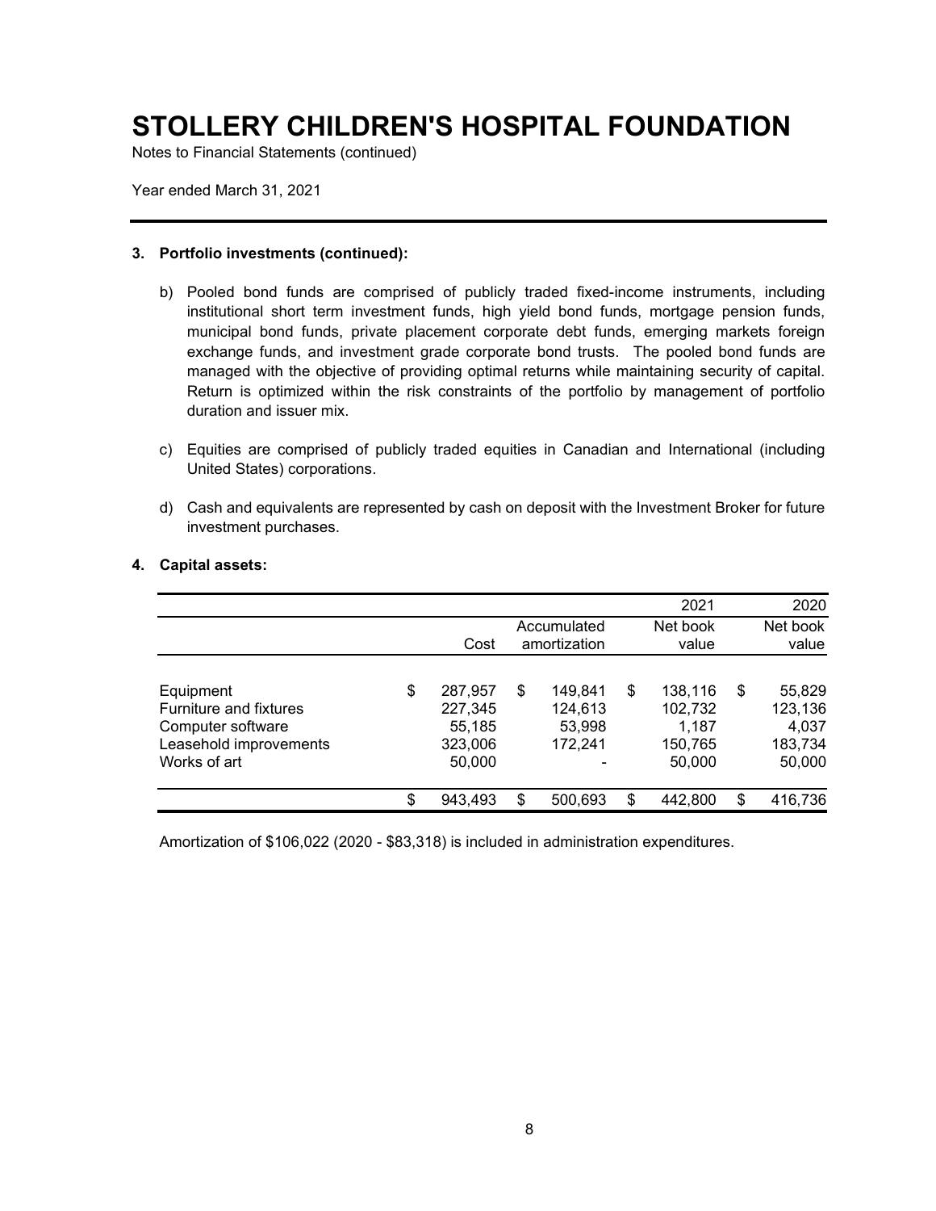# STOLLERY CHILDREN'S HOSPITAL FOUNDATION

Notes to Financial Statements (continued)

Year ended March 31, 2021

### 3. Portfolio investments (continued):

b) Pooled bond funds are comprised of publicly traded fixed-income instruments, including institutional short term investment funds, high yield bond funds, mortgage pension funds, municipal bond funds, private placement corporate debt funds, emerging markets foreign exchange funds, and investment grade corporate bond trusts. The pooled bond funds are managed with the objective of providing optimal returns while maintaining security of capital. Return is optimized within the risk constraints of the portfolio by management of portfolio duration and issuer mix.

c) Equities are comprised of publicly traded equities in Canadian and International (including United States) corporations.

d) Cash and equivalents are represented by cash on deposit with the Investment Broker for future investment purchases.

### 4. Capital assets:

| | | | 2021 | 2020 |
|---|---|---|---|---|
| | Cost | Accumulated amortization | Net book value | Net book value |
| Equipment | $ 287,957 | $ 149,841 | $ 138,116 | $ 55,829 |
| Furniture and fixtures | 227,345 | 124,613 | 102,732 | 123,136 |
| Computer software | 55,185 | 53,998 | 1,187 | 4,037 |
| Leasehold improvements | 323,006 | 172,241 | 150,765 | 183,734 |
| Works of art | 50,000 | - | 50,000 | 50,000 |
| | $ 943,493 | $ 500,693 | $ 442,800 | $ 416,736 |

Amortization of $106,022 (2020 - $83,318) is included in administration expenditures.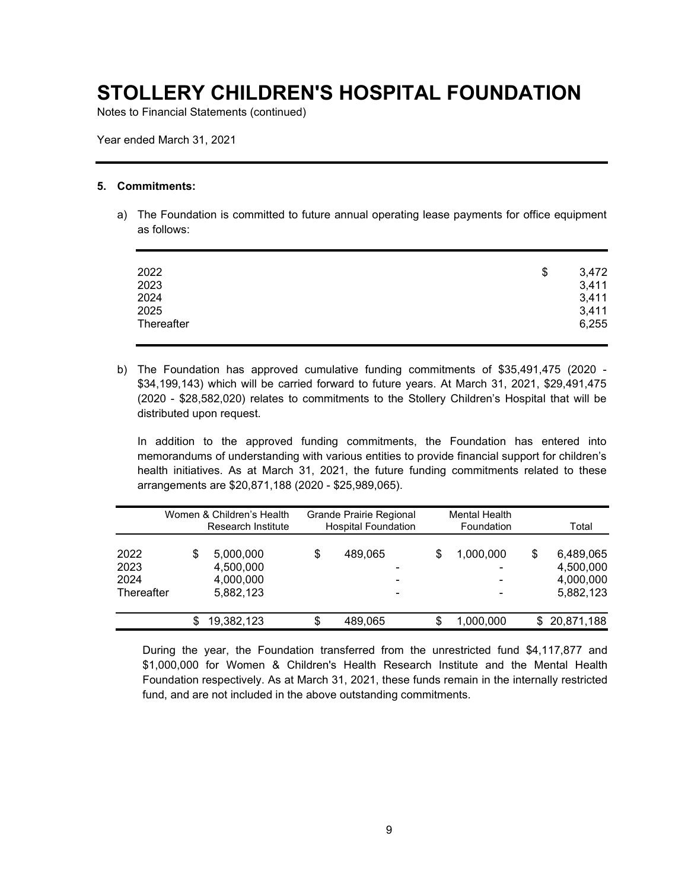# STOLLERY CHILDREN'S HOSPITAL FOUNDATION

Notes to Financial Statements (continued)

Year ended March 31, 2021

## 5. Commitments:

a) The Foundation is committed to future annual operating lease payments for office equipment as follows:

| | |
|---|---|
| 2022 | $ 3,472 |
| 2023 | 3,411 |
| 2024 | 3,411 |
| 2025 | 3,411 |
| Thereafter | 6,255 |

b) The Foundation has approved cumulative funding commitments of $35,491,475 (2020 - $34,199,143) which will be carried forward to future years. At March 31, 2021, $29,491,475 (2020 - $28,582,020) relates to commitments to the Stollery Children's Hospital that will be distributed upon request.

In addition to the approved funding commitments, the Foundation has entered into memorandums of understanding with various entities to provide financial support for children's health initiatives. As at March 31, 2021, the future funding commitments related to these arrangements are $20,871,188 (2020 - $25,989,065).

| | Women & Children's Health Research Institute | Grande Prairie Regional Hospital Foundation | Mental Health Foundation | Total |
|---|---|---|---|---|
| 2022 | $ 5,000,000 | $ 489,065 | $ 1,000,000 | $ 6,489,065 |
| 2023 | 4,500,000 | - | - | 4,500,000 |
| 2024 | 4,000,000 | - | - | 4,000,000 |
| Thereafter | 5,882,123 | - | - | 5,882,123 |
| | $ 19,382,123 | $ 489,065 | $ 1,000,000 | $ 20,871,188 |

During the year, the Foundation transferred from the unrestricted fund $4,117,877 and $1,000,000 for Women & Children's Health Research Institute and the Mental Health Foundation respectively. As at March 31, 2021, these funds remain in the internally restricted fund, and are not included in the above outstanding commitments.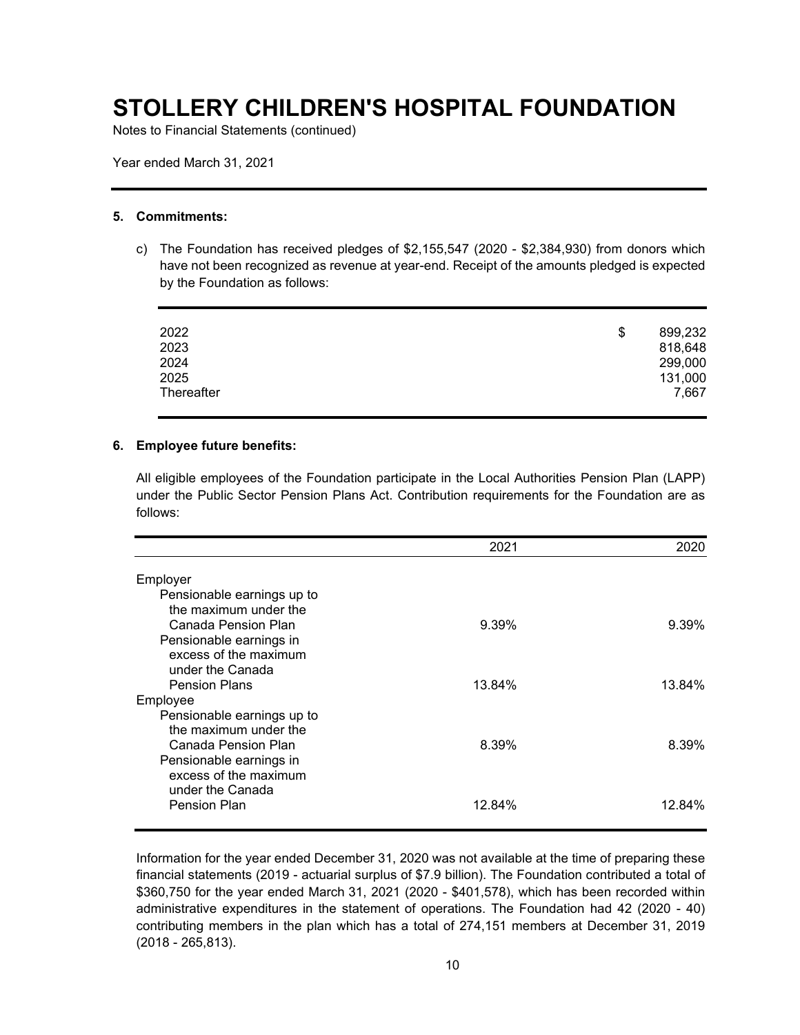# STOLLERY CHILDREN'S HOSPITAL FOUNDATION

Notes to Financial Statements (continued)

Year ended March 31, 2021

**5. Commitments:**

c) The Foundation has received pledges of $2,155,547 (2020 - $2,384,930) from donors which have not been recognized as revenue at year-end. Receipt of the amounts pledged is expected by the Foundation as follows:

| | |
|---|---|
| 2022 | $ 899,232 |
| 2023 | 818,648 |
| 2024 | 299,000 |
| 2025 | 131,000 |
| Thereafter | 7,667 |

**6. Employee future benefits:**

All eligible employees of the Foundation participate in the Local Authorities Pension Plan (LAPP) under the Public Sector Pension Plans Act. Contribution requirements for the Foundation are as follows:

| | 2021 | 2020 |
|---|---|---|
| Employer | | |
| Pensionable earnings up to the maximum under the Canada Pension Plan | 9.39% | 9.39% |
| Pensionable earnings in excess of the maximum under the Canada Pension Plans | 13.84% | 13.84% |
| Employee | | |
| Pensionable earnings up to the maximum under the Canada Pension Plan | 8.39% | 8.39% |
| Pensionable earnings in excess of the maximum under the Canada Pension Plan | 12.84% | 12.84% |

Information for the year ended December 31, 2020 was not available at the time of preparing these financial statements (2019 - actuarial surplus of $7.9 billion). The Foundation contributed a total of $360,750 for the year ended March 31, 2021 (2020 - $401,578), which has been recorded within administrative expenditures in the statement of operations. The Foundation had 42 (2020 - 40) contributing members in the plan which has a total of 274,151 members at December 31, 2019 (2018 - 265,813).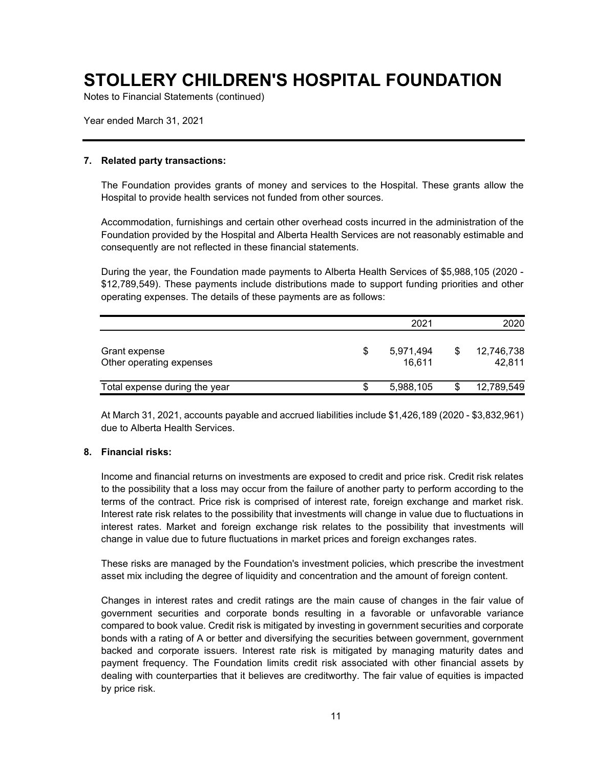# STOLLERY CHILDREN'S HOSPITAL FOUNDATION

Notes to Financial Statements (continued)

Year ended March 31, 2021

## 7. Related party transactions:

The Foundation provides grants of money and services to the Hospital. These grants allow the Hospital to provide health services not funded from other sources.

Accommodation, furnishings and certain other overhead costs incurred in the administration of the Foundation provided by the Hospital and Alberta Health Services are not reasonably estimable and consequently are not reflected in these financial statements.

During the year, the Foundation made payments to Alberta Health Services of $5,988,105 (2020 - $12,789,549). These payments include distributions made to support funding priorities and other operating expenses. The details of these payments are as follows:

| | 2021 | 2020 |
|---|---|---|
| Grant expense | $ 5,971,494 | $ 12,746,738 |
| Other operating expenses | 16,611 | 42,811 |
| Total expense during the year | $ 5,988,105 | $ 12,789,549 |

At March 31, 2021, accounts payable and accrued liabilities include $1,426,189 (2020 - $3,832,961) due to Alberta Health Services.

## 8. Financial risks:

Income and financial returns on investments are exposed to credit and price risk. Credit risk relates to the possibility that a loss may occur from the failure of another party to perform according to the terms of the contract. Price risk is comprised of interest rate, foreign exchange and market risk. Interest rate risk relates to the possibility that investments will change in value due to fluctuations in interest rates. Market and foreign exchange risk relates to the possibility that investments will change in value due to future fluctuations in market prices and foreign exchanges rates.

These risks are managed by the Foundation's investment policies, which prescribe the investment asset mix including the degree of liquidity and concentration and the amount of foreign content.

Changes in interest rates and credit ratings are the main cause of changes in the fair value of government securities and corporate bonds resulting in a favorable or unfavorable variance compared to book value. Credit risk is mitigated by investing in government securities and corporate bonds with a rating of A or better and diversifying the securities between government, government backed and corporate issuers. Interest rate risk is mitigated by managing maturity dates and payment frequency. The Foundation limits credit risk associated with other financial assets by dealing with counterparties that it believes are creditworthy. The fair value of equities is impacted by price risk.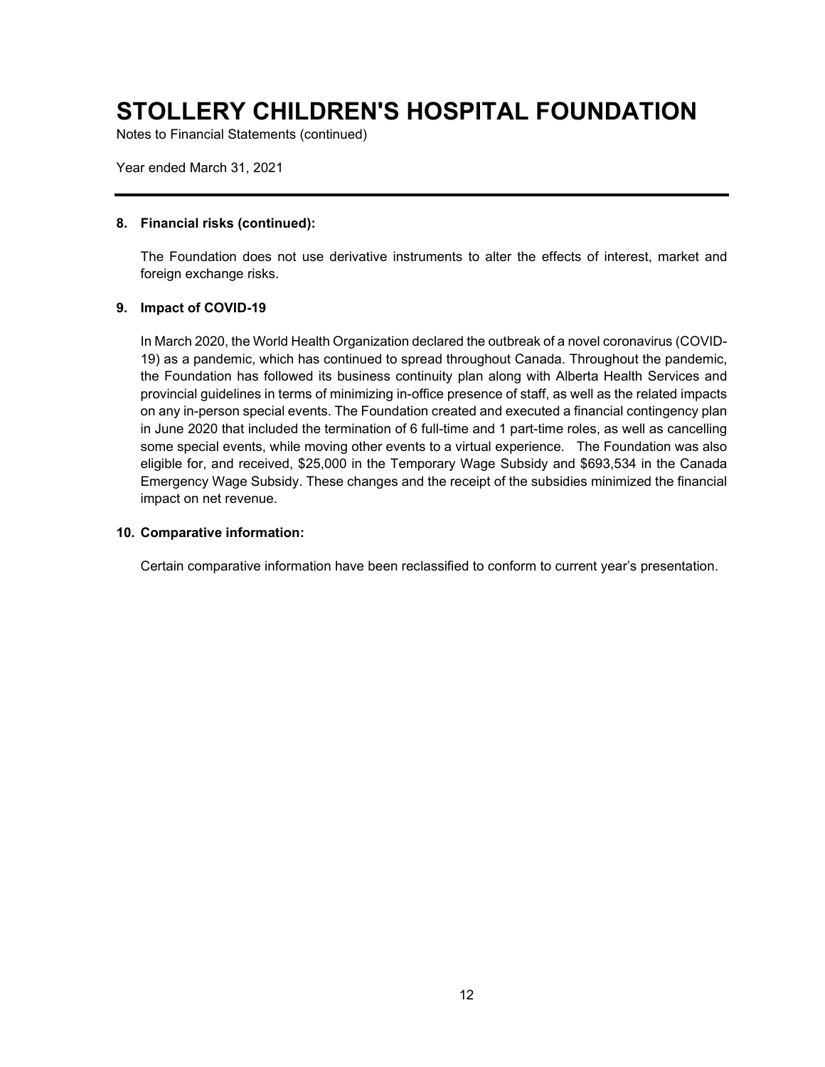# STOLLERY CHILDREN'S HOSPITAL FOUNDATION

Notes to Financial Statements (continued)

Year ended March 31, 2021

---

**8. Financial risks (continued):**

The Foundation does not use derivative instruments to alter the effects of interest, market and foreign exchange risks.

**9. Impact of COVID-19**

In March 2020, the World Health Organization declared the outbreak of a novel coronavirus (COVID-19) as a pandemic, which has continued to spread throughout Canada. Throughout the pandemic, the Foundation has followed its business continuity plan along with Alberta Health Services and provincial guidelines in terms of minimizing in-office presence of staff, as well as the related impacts on any in-person special events. The Foundation created and executed a financial contingency plan in June 2020 that included the termination of 6 full-time and 1 part-time roles, as well as cancelling some special events, while moving other events to a virtual experience. The Foundation was also eligible for, and received, $25,000 in the Temporary Wage Subsidy and $693,534 in the Canada Emergency Wage Subsidy. These changes and the receipt of the subsidies minimized the financial impact on net revenue.

**10. Comparative information:**

Certain comparative information have been reclassified to conform to current year's presentation.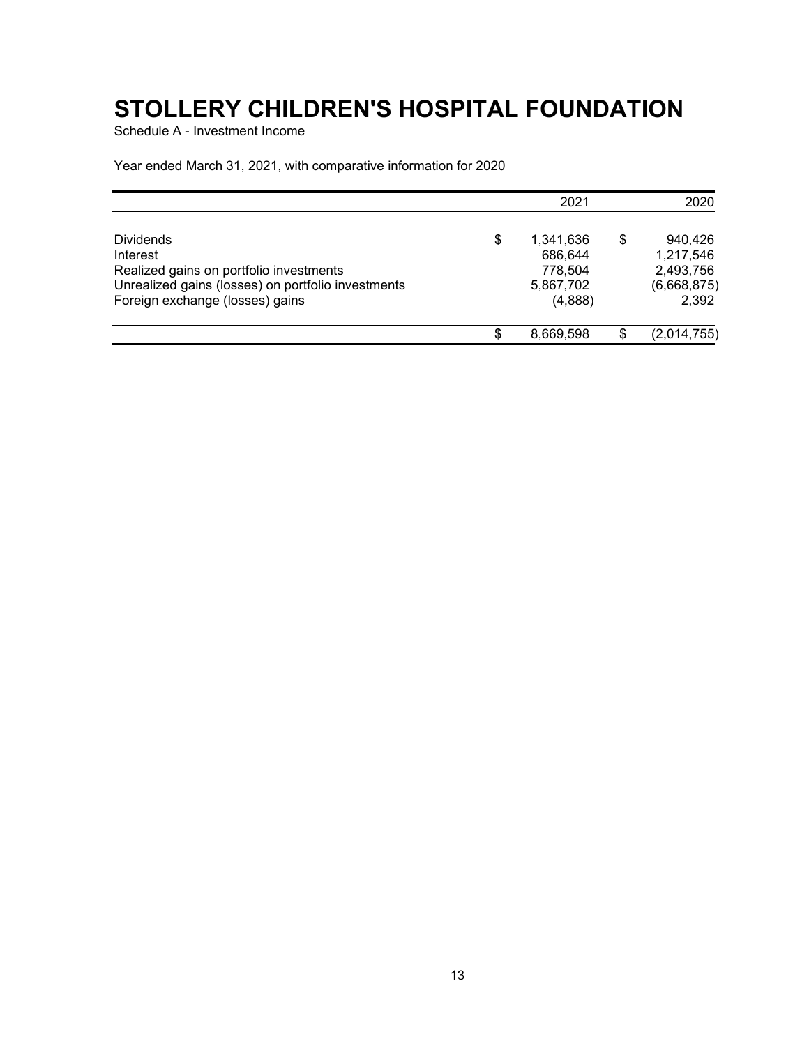# STOLLERY CHILDREN'S HOSPITAL FOUNDATION

Schedule A - Investment Income

Year ended March 31, 2021, with comparative information for 2020

| | 2021 | 2020 |
|---|---|---|
| Dividends | $ 1,341,636 | $ 940,426 |
| Interest | 686,644 | 1,217,546 |
| Realized gains on portfolio investments | 778,504 | 2,493,756 |
| Unrealized gains (losses) on portfolio investments | 5,867,702 | (6,668,875) |
| Foreign exchange (losses) gains | (4,888) | 2,392 |
| | $ 8,669,598 | $ (2,014,755) |